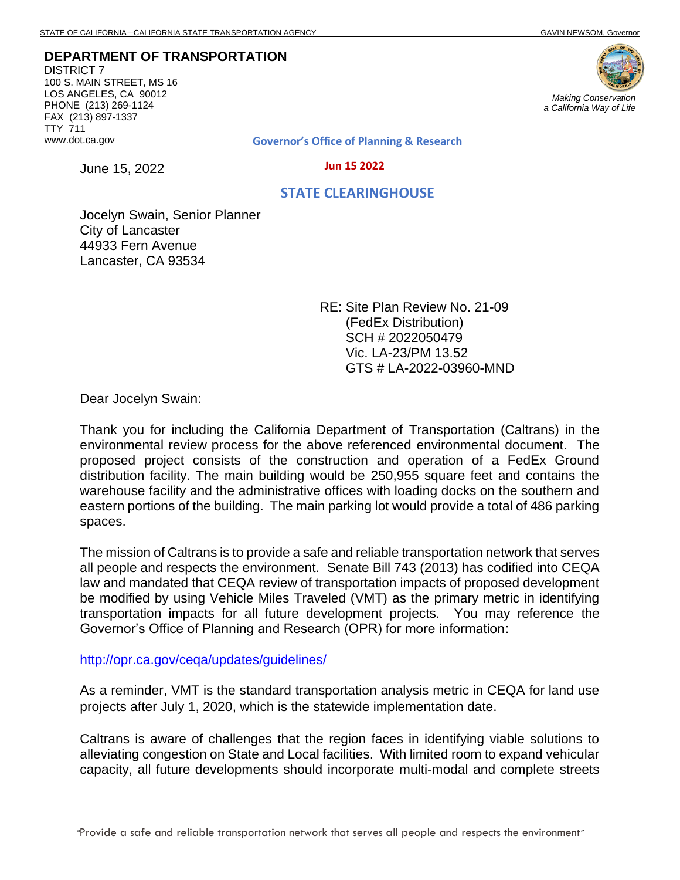STATE OF CALIFORNIA—CALIFORNIA STATE TRANSPORTATION AGENCY GAVIN NEWSOM, Governor

**DEPARTMENT OF TRANSPORTATION**
DISTRICT 7
100 S. MAIN STREET, MS 16
LOS ANGELES, CA 90012
PHONE (213) 269-1124
FAX (213) 897-1337
TTY 711
www.dot.ca.gov

*Making Conservation a California Way of Life*

Governor's Office of Planning & Research

Jun 15 2022

**STATE CLEARINGHOUSE**

June 15, 2022

Jocelyn Swain, Senior Planner
City of Lancaster
44933 Fern Avenue
Lancaster, CA 93534

RE: Site Plan Review No. 21-09
(FedEx Distribution)
SCH # 2022050479
Vic. LA-23/PM 13.52
GTS # LA-2022-03960-MND

Dear Jocelyn Swain:

Thank you for including the California Department of Transportation (Caltrans) in the environmental review process for the above referenced environmental document. The proposed project consists of the construction and operation of a FedEx Ground distribution facility. The main building would be 250,955 square feet and contains the warehouse facility and the administrative offices with loading docks on the southern and eastern portions of the building. The main parking lot would provide a total of 486 parking spaces.

The mission of Caltrans is to provide a safe and reliable transportation network that serves all people and respects the environment. Senate Bill 743 (2013) has codified into CEQA law and mandated that CEQA review of transportation impacts of proposed development be modified by using Vehicle Miles Traveled (VMT) as the primary metric in identifying transportation impacts for all future development projects. You may reference the Governor's Office of Planning and Research (OPR) for more information:

http://opr.ca.gov/ceqa/updates/guidelines/

As a reminder, VMT is the standard transportation analysis metric in CEQA for land use projects after July 1, 2020, which is the statewide implementation date.

Caltrans is aware of challenges that the region faces in identifying viable solutions to alleviating congestion on State and Local facilities. With limited room to expand vehicular capacity, all future developments should incorporate multi-modal and complete streets

"Provide a safe and reliable transportation network that serves all people and respects the environment"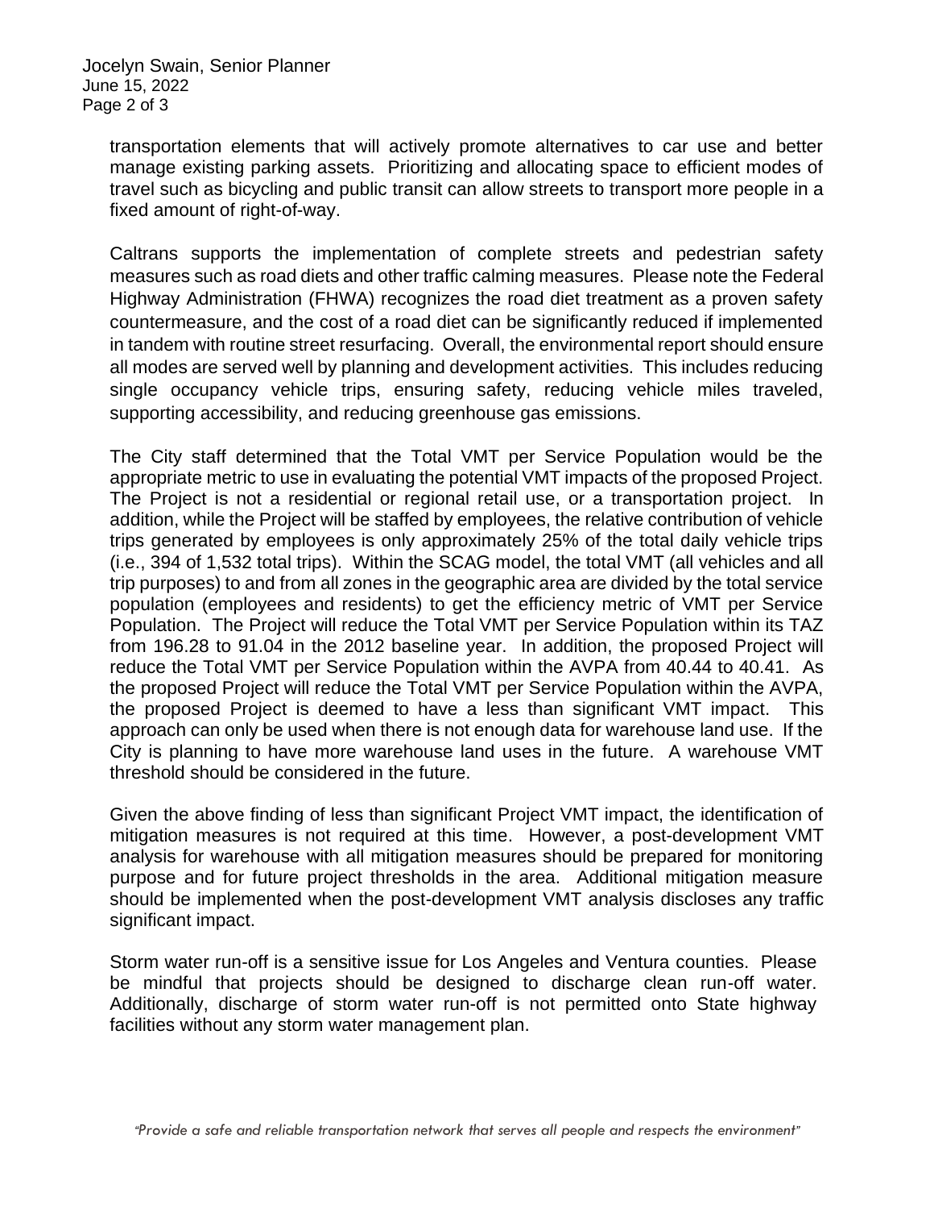transportation elements that will actively promote alternatives to car use and better manage existing parking assets. Prioritizing and allocating space to efficient modes of travel such as bicycling and public transit can allow streets to transport more people in a fixed amount of right-of-way.

Caltrans supports the implementation of complete streets and pedestrian safety measures such as road diets and other traffic calming measures. Please note the Federal Highway Administration (FHWA) recognizes the road diet treatment as a proven safety countermeasure, and the cost of a road diet can be significantly reduced if implemented in tandem with routine street resurfacing. Overall, the environmental report should ensure all modes are served well by planning and development activities. This includes reducing single occupancy vehicle trips, ensuring safety, reducing vehicle miles traveled, supporting accessibility, and reducing greenhouse gas emissions.

The City staff determined that the Total VMT per Service Population would be the appropriate metric to use in evaluating the potential VMT impacts of the proposed Project. The Project is not a residential or regional retail use, or a transportation project. In addition, while the Project will be staffed by employees, the relative contribution of vehicle trips generated by employees is only approximately 25% of the total daily vehicle trips (i.e., 394 of 1,532 total trips). Within the SCAG model, the total VMT (all vehicles and all trip purposes) to and from all zones in the geographic area are divided by the total service population (employees and residents) to get the efficiency metric of VMT per Service Population. The Project will reduce the Total VMT per Service Population within its TAZ from 196.28 to 91.04 in the 2012 baseline year. In addition, the proposed Project will reduce the Total VMT per Service Population within the AVPA from 40.44 to 40.41. As the proposed Project will reduce the Total VMT per Service Population within the AVPA, the proposed Project is deemed to have a less than significant VMT impact. This approach can only be used when there is not enough data for warehouse land use. If the City is planning to have more warehouse land uses in the future. A warehouse VMT threshold should be considered in the future.

Given the above finding of less than significant Project VMT impact, the identification of mitigation measures is not required at this time. However, a post-development VMT analysis for warehouse with all mitigation measures should be prepared for monitoring purpose and for future project thresholds in the area. Additional mitigation measure should be implemented when the post-development VMT analysis discloses any traffic significant impact.

Storm water run-off is a sensitive issue for Los Angeles and Ventura counties. Please be mindful that projects should be designed to discharge clean run-off water. Additionally, discharge of storm water run-off is not permitted onto State highway facilities without any storm water management plan.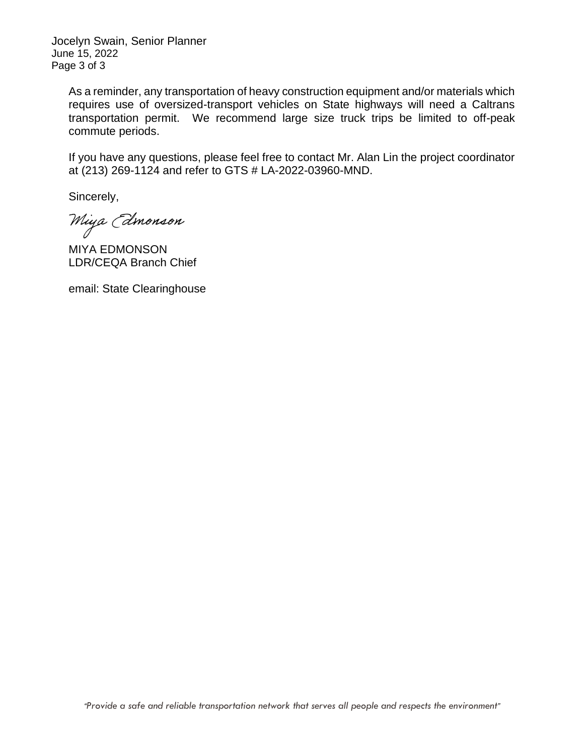As a reminder, any transportation of heavy construction equipment and/or materials which requires use of oversized-transport vehicles on State highways will need a Caltrans transportation permit. We recommend large size truck trips be limited to off-peak commute periods.

If you have any questions, please feel free to contact Mr. Alan Lin the project coordinator at (213) 269-1124 and refer to GTS # LA-2022-03960-MND.

Sincerely,

*Miya Edmonson*

MIYA EDMONSON
LDR/CEQA Branch Chief

email: State Clearinghouse